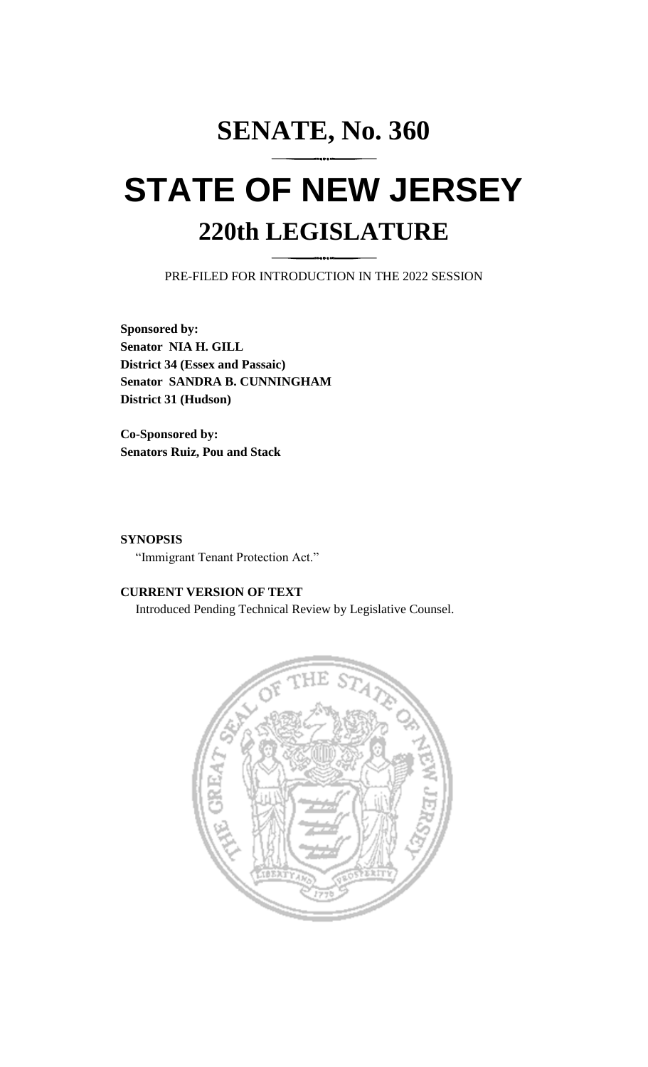# SENATE, No. 360

# STATE OF NEW JERSEY

## 220th LEGISLATURE

PRE-FILED FOR INTRODUCTION IN THE 2022 SESSION

**Sponsored by:**
**Senator NIA H. GILL**
**District 34 (Essex and Passaic)**
**Senator SANDRA B. CUNNINGHAM**
**District 31 (Hudson)**

**Co-Sponsored by:**
**Senators Ruiz, Pou and Stack**

**SYNOPSIS**

"Immigrant Tenant Protection Act."

**CURRENT VERSION OF TEXT**

Introduced Pending Technical Review by Legislative Counsel.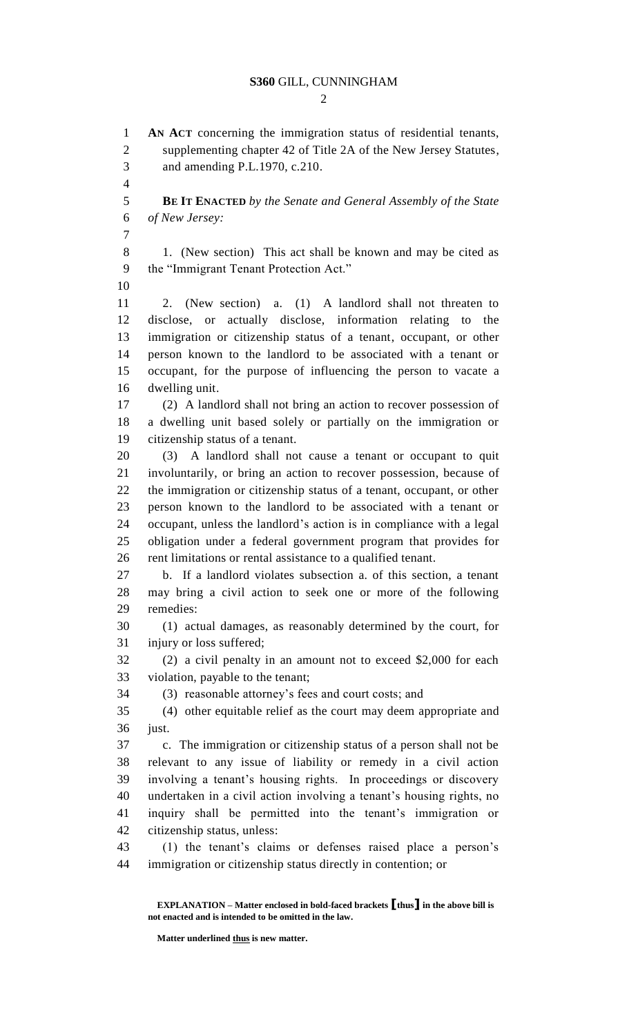**AN ACT** concerning the immigration status of residential tenants, supplementing chapter 42 of Title 2A of the New Jersey Statutes, and amending P.L.1970, c.210.

**BE IT ENACTED** *by the Senate and General Assembly of the State of New Jersey:*

1. (New section) This act shall be known and may be cited as the "Immigrant Tenant Protection Act."

2. (New section) a. (1) A landlord shall not threaten to disclose, or actually disclose, information relating to the immigration or citizenship status of a tenant, occupant, or other person known to the landlord to be associated with a tenant or occupant, for the purpose of influencing the person to vacate a dwelling unit.

(2) A landlord shall not bring an action to recover possession of a dwelling unit based solely or partially on the immigration or citizenship status of a tenant.

(3) A landlord shall not cause a tenant or occupant to quit involuntarily, or bring an action to recover possession, because of the immigration or citizenship status of a tenant, occupant, or other person known to the landlord to be associated with a tenant or occupant, unless the landlord's action is in compliance with a legal obligation under a federal government program that provides for rent limitations or rental assistance to a qualified tenant.

b. If a landlord violates subsection a. of this section, a tenant may bring a civil action to seek one or more of the following remedies:

(1) actual damages, as reasonably determined by the court, for injury or loss suffered;

(2) a civil penalty in an amount not to exceed $2,000 for each violation, payable to the tenant;

(3) reasonable attorney's fees and court costs; and

(4) other equitable relief as the court may deem appropriate and just.

c. The immigration or citizenship status of a person shall not be relevant to any issue of liability or remedy in a civil action involving a tenant's housing rights. In proceedings or discovery undertaken in a civil action involving a tenant's housing rights, no inquiry shall be permitted into the tenant's immigration or citizenship status, unless:

(1) the tenant's claims or defenses raised place a person's immigration or citizenship status directly in contention; or

**EXPLANATION – Matter enclosed in bold-faced brackets [thus] in the above bill is not enacted and is intended to be omitted in the law.**

**Matter underlined thus is new matter.**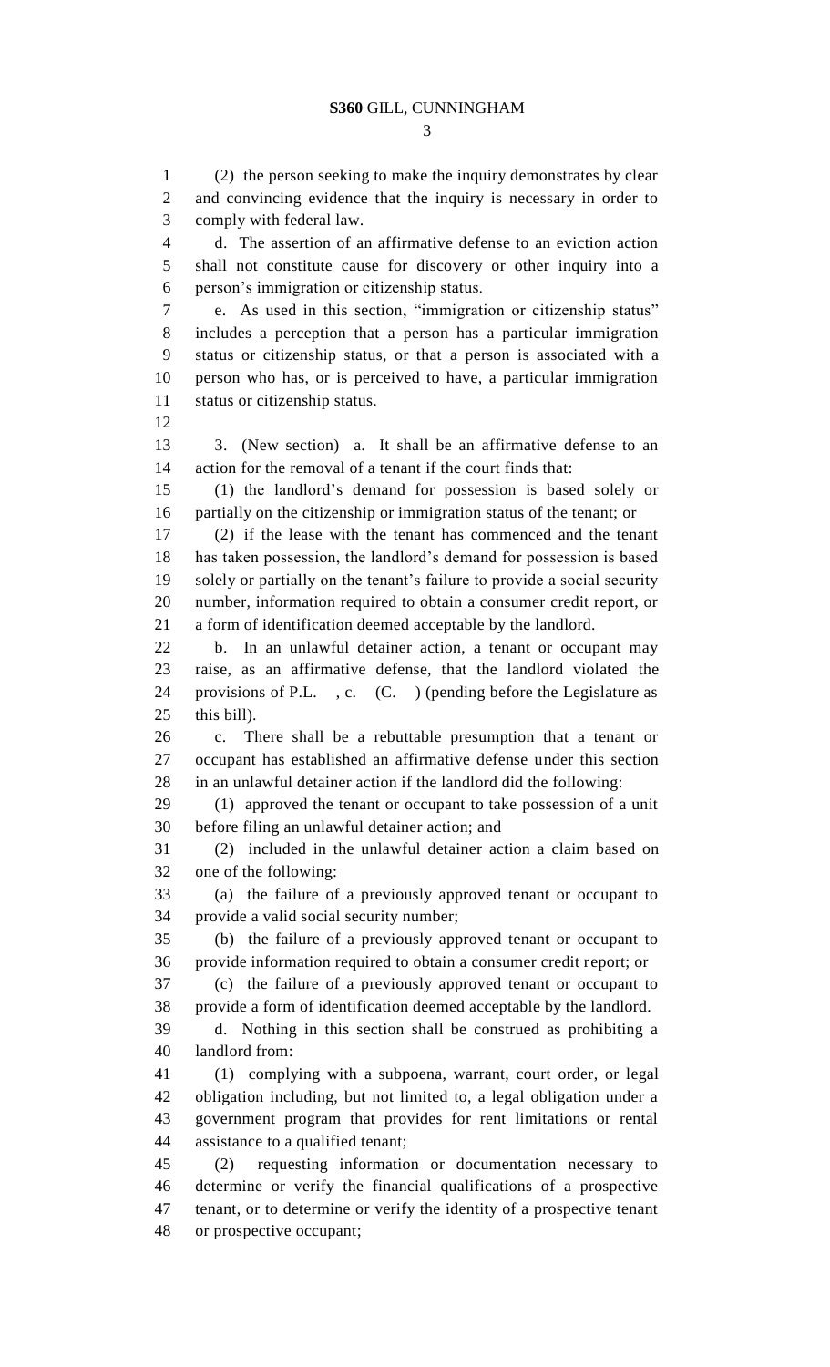(2) the person seeking to make the inquiry demonstrates by clear and convincing evidence that the inquiry is necessary in order to comply with federal law.

d. The assertion of an affirmative defense to an eviction action shall not constitute cause for discovery or other inquiry into a person's immigration or citizenship status.

e. As used in this section, "immigration or citizenship status" includes a perception that a person has a particular immigration status or citizenship status, or that a person is associated with a person who has, or is perceived to have, a particular immigration status or citizenship status.

3. (New section) a. It shall be an affirmative defense to an action for the removal of a tenant if the court finds that:

(1) the landlord's demand for possession is based solely or partially on the citizenship or immigration status of the tenant; or

(2) if the lease with the tenant has commenced and the tenant has taken possession, the landlord's demand for possession is based solely or partially on the tenant's failure to provide a social security number, information required to obtain a consumer credit report, or a form of identification deemed acceptable by the landlord.

b. In an unlawful detainer action, a tenant or occupant may raise, as an affirmative defense, that the landlord violated the provisions of P.L. , c. (C. ) (pending before the Legislature as this bill).

c. There shall be a rebuttable presumption that a tenant or occupant has established an affirmative defense under this section in an unlawful detainer action if the landlord did the following:

(1) approved the tenant or occupant to take possession of a unit before filing an unlawful detainer action; and

(2) included in the unlawful detainer action a claim based on one of the following:

(a) the failure of a previously approved tenant or occupant to provide a valid social security number;

(b) the failure of a previously approved tenant or occupant to provide information required to obtain a consumer credit report; or

(c) the failure of a previously approved tenant or occupant to provide a form of identification deemed acceptable by the landlord.

d. Nothing in this section shall be construed as prohibiting a landlord from:

(1) complying with a subpoena, warrant, court order, or legal obligation including, but not limited to, a legal obligation under a government program that provides for rent limitations or rental assistance to a qualified tenant;

(2) requesting information or documentation necessary to determine or verify the financial qualifications of a prospective tenant, or to determine or verify the identity of a prospective tenant or prospective occupant;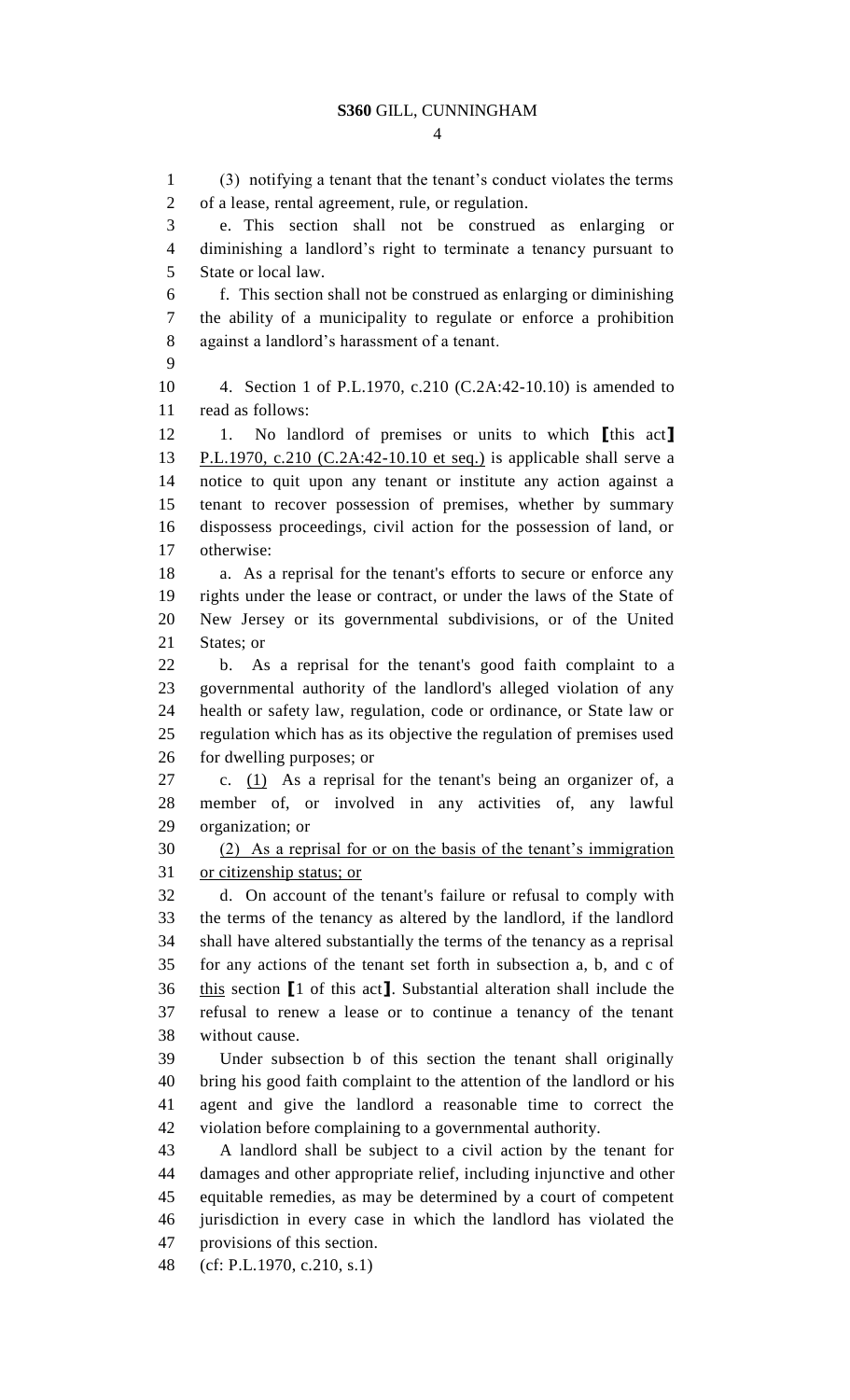(3) notifying a tenant that the tenant's conduct violates the terms of a lease, rental agreement, rule, or regulation.

e. This section shall not be construed as enlarging or diminishing a landlord's right to terminate a tenancy pursuant to State or local law.

f. This section shall not be construed as enlarging or diminishing the ability of a municipality to regulate or enforce a prohibition against a landlord's harassment of a tenant.

4. Section 1 of P.L.1970, c.210 (C.2A:42-10.10) is amended to read as follows:

1. No landlord of premises or units to which [this act] P.L.1970, c.210 (C.2A:42-10.10 et seq.) is applicable shall serve a notice to quit upon any tenant or institute any action against a tenant to recover possession of premises, whether by summary dispossess proceedings, civil action for the possession of land, or otherwise:

a. As a reprisal for the tenant's efforts to secure or enforce any rights under the lease or contract, or under the laws of the State of New Jersey or its governmental subdivisions, or of the United States; or

b. As a reprisal for the tenant's good faith complaint to a governmental authority of the landlord's alleged violation of any health or safety law, regulation, code or ordinance, or State law or regulation which has as its objective the regulation of premises used for dwelling purposes; or

c. (1) As a reprisal for the tenant's being an organizer of, a member of, or involved in any activities of, any lawful organization; or

(2) As a reprisal for or on the basis of the tenant's immigration or citizenship status; or

d. On account of the tenant's failure or refusal to comply with the terms of the tenancy as altered by the landlord, if the landlord shall have altered substantially the terms of the tenancy as a reprisal for any actions of the tenant set forth in subsection a, b, and c of this section [1 of this act]. Substantial alteration shall include the refusal to renew a lease or to continue a tenancy of the tenant without cause.

Under subsection b of this section the tenant shall originally bring his good faith complaint to the attention of the landlord or his agent and give the landlord a reasonable time to correct the violation before complaining to a governmental authority.

A landlord shall be subject to a civil action by the tenant for damages and other appropriate relief, including injunctive and other equitable remedies, as may be determined by a court of competent jurisdiction in every case in which the landlord has violated the provisions of this section.

(cf: P.L.1970, c.210, s.1)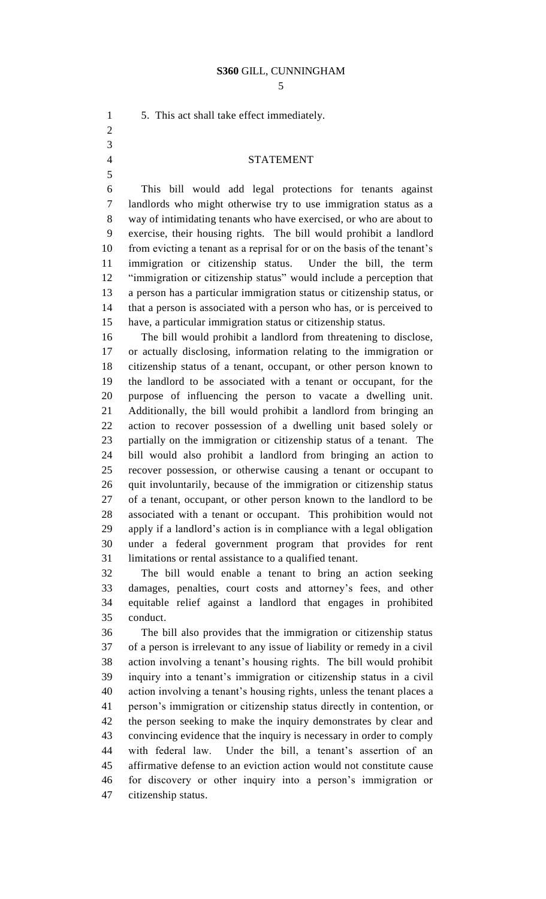5. This act shall take effect immediately.

## STATEMENT

This bill would add legal protections for tenants against landlords who might otherwise try to use immigration status as a way of intimidating tenants who have exercised, or who are about to exercise, their housing rights. The bill would prohibit a landlord from evicting a tenant as a reprisal for or on the basis of the tenant's immigration or citizenship status. Under the bill, the term "immigration or citizenship status" would include a perception that a person has a particular immigration status or citizenship status, or that a person is associated with a person who has, or is perceived to have, a particular immigration status or citizenship status.

The bill would prohibit a landlord from threatening to disclose, or actually disclosing, information relating to the immigration or citizenship status of a tenant, occupant, or other person known to the landlord to be associated with a tenant or occupant, for the purpose of influencing the person to vacate a dwelling unit. Additionally, the bill would prohibit a landlord from bringing an action to recover possession of a dwelling unit based solely or partially on the immigration or citizenship status of a tenant. The bill would also prohibit a landlord from bringing an action to recover possession, or otherwise causing a tenant or occupant to quit involuntarily, because of the immigration or citizenship status of a tenant, occupant, or other person known to the landlord to be associated with a tenant or occupant. This prohibition would not apply if a landlord's action is in compliance with a legal obligation under a federal government program that provides for rent limitations or rental assistance to a qualified tenant.

The bill would enable a tenant to bring an action seeking damages, penalties, court costs and attorney's fees, and other equitable relief against a landlord that engages in prohibited conduct.

The bill also provides that the immigration or citizenship status of a person is irrelevant to any issue of liability or remedy in a civil action involving a tenant's housing rights. The bill would prohibit inquiry into a tenant's immigration or citizenship status in a civil action involving a tenant's housing rights, unless the tenant places a person's immigration or citizenship status directly in contention, or the person seeking to make the inquiry demonstrates by clear and convincing evidence that the inquiry is necessary in order to comply with federal law. Under the bill, a tenant's assertion of an affirmative defense to an eviction action would not constitute cause for discovery or other inquiry into a person's immigration or citizenship status.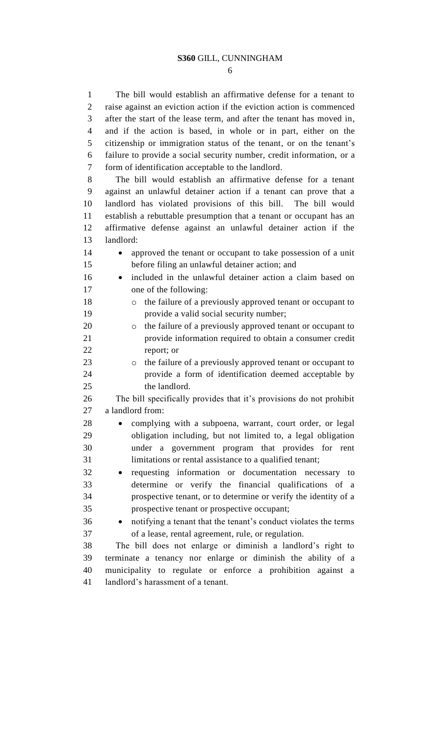The bill would establish an affirmative defense for a tenant to raise against an eviction action if the eviction action is commenced after the start of the lease term, and after the tenant has moved in, and if the action is based, in whole or in part, either on the citizenship or immigration status of the tenant, or on the tenant's failure to provide a social security number, credit information, or a form of identification acceptable to the landlord.

The bill would establish an affirmative defense for a tenant against an unlawful detainer action if a tenant can prove that a landlord has violated provisions of this bill. The bill would establish a rebuttable presumption that a tenant or occupant has an affirmative defense against an unlawful detainer action if the landlord:

- approved the tenant or occupant to take possession of a unit before filing an unlawful detainer action; and
- included in the unlawful detainer action a claim based on one of the following:
  - the failure of a previously approved tenant or occupant to provide a valid social security number;
  - the failure of a previously approved tenant or occupant to provide information required to obtain a consumer credit report; or
  - the failure of a previously approved tenant or occupant to provide a form of identification deemed acceptable by the landlord.

The bill specifically provides that it's provisions do not prohibit a landlord from:

- complying with a subpoena, warrant, court order, or legal obligation including, but not limited to, a legal obligation under a government program that provides for rent limitations or rental assistance to a qualified tenant;
- requesting information or documentation necessary to determine or verify the financial qualifications of a prospective tenant, or to determine or verify the identity of a prospective tenant or prospective occupant;
- notifying a tenant that the tenant's conduct violates the terms of a lease, rental agreement, rule, or regulation.

The bill does not enlarge or diminish a landlord's right to terminate a tenancy nor enlarge or diminish the ability of a municipality to regulate or enforce a prohibition against a landlord's harassment of a tenant.